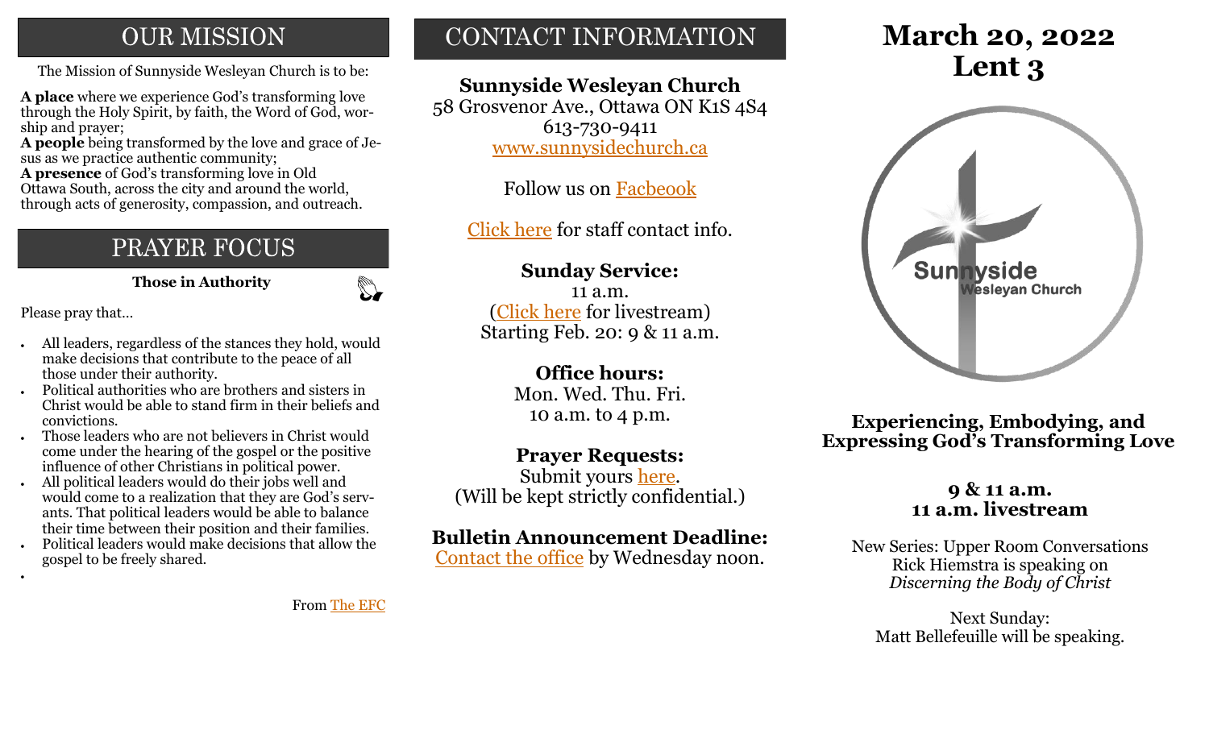## OUR MISSION

The Mission of Sunnyside Wesleyan Church is to be:

**A place** where we experience God's transforming love through the Holy Spirit, by faith, the Word of God, worship and prayer;
**A people** being transformed by the love and grace of Jesus as we practice authentic community;
**A presence** of God's transforming love in Old Ottawa South, across the city and around the world, through acts of generosity, compassion, and outreach.

## PRAYER FOCUS

**Those in Authority**

Please pray that...

- All leaders, regardless of the stances they hold, would make decisions that contribute to the peace of all those under their authority.
- Political authorities who are brothers and sisters in Christ would be able to stand firm in their beliefs and convictions.
- Those leaders who are not believers in Christ would come under the hearing of the gospel or the positive influence of other Christians in political power.
- All political leaders would do their jobs well and would come to a realization that they are God's servants. That political leaders would be able to balance their time between their position and their families.
- Political leaders would make decisions that allow the gospel to be freely shared.

From The EFC

## CONTACT INFORMATION

**Sunnyside Wesleyan Church**
58 Grosvenor Ave., Ottawa ON K1S 4S4
613-730-9411
www.sunnysidechurch.ca

Follow us on Facbeook

Click here for staff contact info.

**Sunday Service:**
11 a.m.
(Click here for livestream)
Starting Feb. 20: 9 & 11 a.m.

**Office hours:**
Mon. Wed. Thu. Fri.
10 a.m. to 4 p.m.

**Prayer Requests:**
Submit yours here.
(Will be kept strictly confidential.)

**Bulletin Announcement Deadline:**
Contact the office by Wednesday noon.

# March 20, 2022
# Lent 3

Sunnyside Wesleyan Church

**Experiencing, Embodying, and Expressing God's Transforming Love**

**9 & 11 a.m.**
**11 a.m. livestream**

New Series: Upper Room Conversations
Rick Hiemstra is speaking on
*Discerning the Body of Christ*

Next Sunday:
Matt Bellefeuille will be speaking.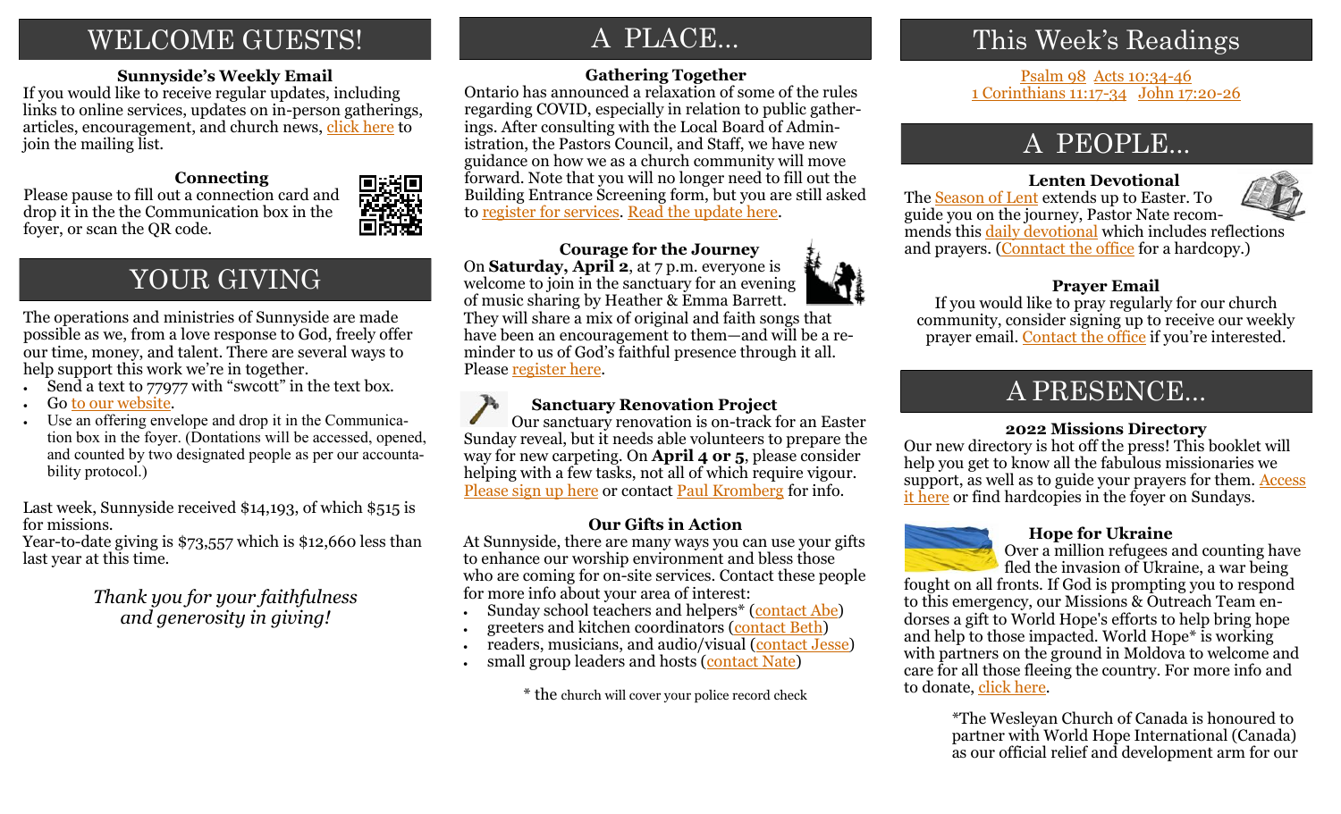# WELCOME GUESTS!

**Sunnyside's Weekly Email**

If you would like to receive regular updates, including links to online services, updates on in-person gatherings, articles, encouragement, and church news, click here to join the mailing list.

**Connecting**

Please pause to fill out a connection card and drop it in the the Communication box in the foyer, or scan the QR code.

# YOUR GIVING

The operations and ministries of Sunnyside are made possible as we, from a love response to God, freely offer our time, money, and talent. There are several ways to help support this work we're in together.

- Send a text to 77977 with "swcott" in the text box.
- Go to our website.
- Use an offering envelope and drop it in the Communication box in the foyer. (Dontations will be accessed, opened, and counted by two designated people as per our accountability protocol.)

Last week, Sunnyside received $14,193, of which $515 is for missions.

Year-to-date giving is $73,557 which is $12,660 less than last year at this time.

*Thank you for your faithfulness and generosity in giving!*

# A PLACE...

**Gathering Together**

Ontario has announced a relaxation of some of the rules regarding COVID, especially in relation to public gatherings. After consulting with the Local Board of Administration, the Pastors Council, and Staff, we have new guidance on how we as a church community will move forward. Note that you will no longer need to fill out the Building Entrance Screening form, but you are still asked to register for services. Read the update here.

**Courage for the Journey**

On **Saturday, April 2**, at 7 p.m. everyone is welcome to join in the sanctuary for an evening of music sharing by Heather & Emma Barrett. They will share a mix of original and faith songs that have been an encouragement to them—and will be a reminder to us of God's faithful presence through it all. Please register here.

**Sanctuary Renovation Project**

Our sanctuary renovation is on-track for an Easter Sunday reveal, but it needs able volunteers to prepare the way for new carpeting. On **April 4 or 5**, please consider helping with a few tasks, not all of which require vigour. Please sign up here or contact Paul Kromberg for info.

**Our Gifts in Action**

At Sunnyside, there are many ways you can use your gifts to enhance our worship environment and bless those who are coming for on-site services. Contact these people for more info about your area of interest:

- Sunday school teachers and helpers* (contact Abe)
- greeters and kitchen coordinators (contact Beth)
- readers, musicians, and audio/visual (contact Jesse)
- small group leaders and hosts (contact Nate)

* the church will cover your police record check

# This Week's Readings

Psalm 98 Acts 10:34-46
1 Corinthians 11:17-34 John 17:20-26

# A PEOPLE...

**Lenten Devotional**

The Season of Lent extends up to Easter. To guide you on the journey, Pastor Nate recommends this daily devotional which includes reflections and prayers. (Conntact the office for a hardcopy.)

**Prayer Email**

If you would like to pray regularly for our church community, consider signing up to receive our weekly prayer email. Contact the office if you're interested.

# A PRESENCE...

**2022 Missions Directory**

Our new directory is hot off the press! This booklet will help you get to know all the fabulous missionaries we support, as well as to guide your prayers for them. Access it here or find hardcopies in the foyer on Sundays.

**Hope for Ukraine**

Over a million refugees and counting have fled the invasion of Ukraine, a war being fought on all fronts. If God is prompting you to respond to this emergency, our Missions & Outreach Team endorses a gift to World Hope's efforts to help bring hope and help to those impacted. World Hope* is working with partners on the ground in Moldova to welcome and care for all those fleeing the country. For more info and to donate, click here.

*The Wesleyan Church of Canada is honoured to partner with World Hope International (Canada) as our official relief and development arm for our